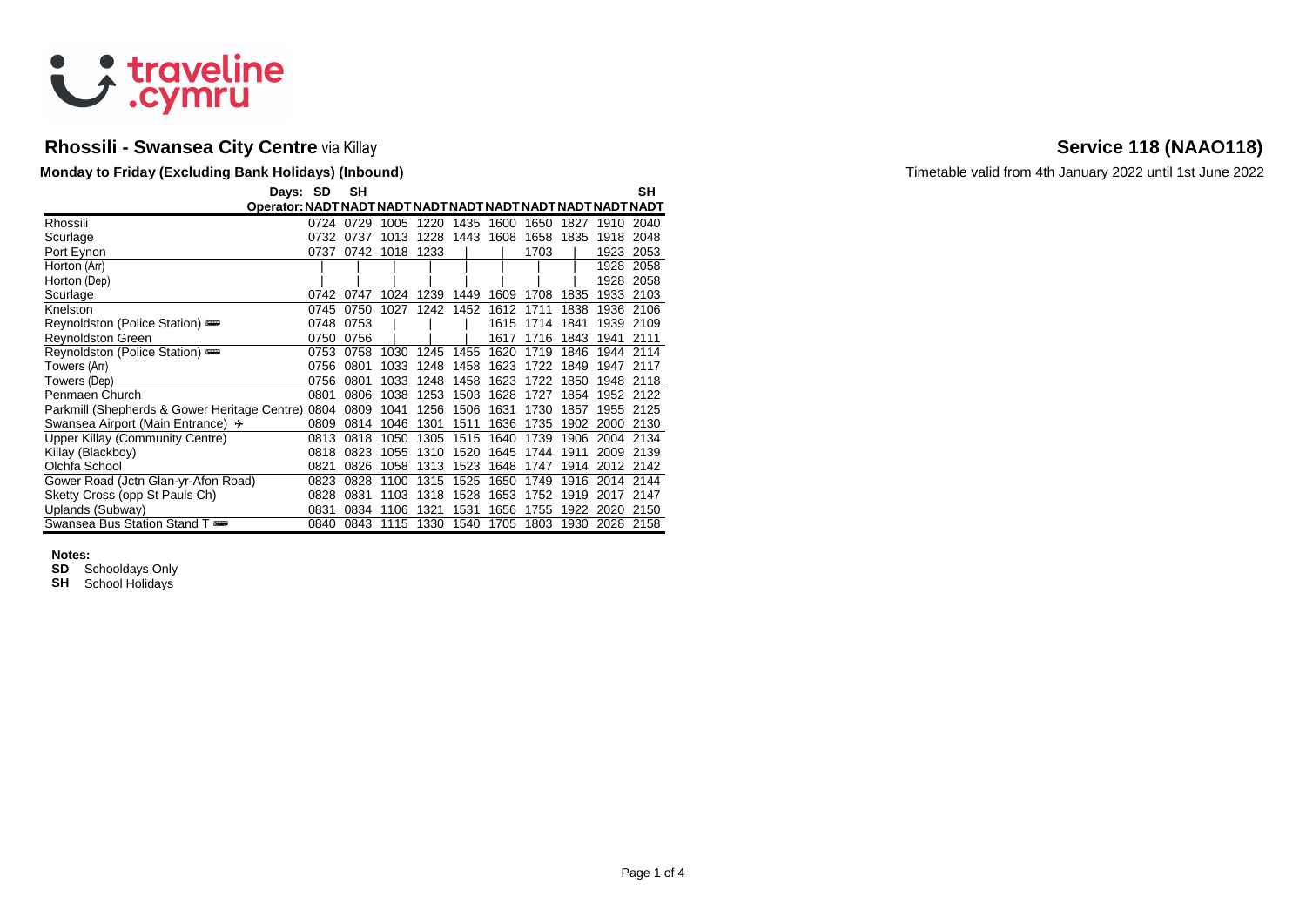traveline .cymru

# Rhossili - Swansea City Centre via Killay

# Service 118 (NAAO118)

**Monday to Friday (Excluding Bank Holidays) (Inbound)**

Timetable valid from 4th January 2022 until 1st June 2022

| Days: | SD | SH | | | | | | | | SH |
|---|---|---|---|---|---|---|---|---|---|---|
| Operator: | NADT | NADT | NADT | NADT | NADT | NADT | NADT | NADT | NADT | NADT |
| Rhossili | 0724 | 0729 | 1005 | 1220 | 1435 | 1600 | 1650 | 1827 | 1910 | 2040 |
| Scurlage | 0732 | 0737 | 1013 | 1228 | 1443 | 1608 | 1658 | 1835 | 1918 | 2048 |
| Port Eynon | 0737 | 0742 | 1018 | 1233 | \| | \| | 1703 | \| | 1923 | 2053 |
| Horton (Arr) | \| | \| | \| | \| | \| | \| | \| | \| | 1928 | 2058 |
| Horton (Dep) | \| | \| | \| | \| | \| | \| | \| | \| | 1928 | 2058 |
| Scurlage | 0742 | 0747 | 1024 | 1239 | 1449 | 1609 | 1708 | 1835 | 1933 | 2103 |
| Knelston | 0745 | 0750 | 1027 | 1242 | 1452 | 1612 | 1711 | 1838 | 1936 | 2106 |
| Reynoldston (Police Station) | 0748 | 0753 | \| | \| | \| | 1615 | 1714 | 1841 | 1939 | 2109 |
| Reynoldston Green | 0750 | 0756 | \| | \| | \| | 1617 | 1716 | 1843 | 1941 | 2111 |
| Reynoldston (Police Station) | 0753 | 0758 | 1030 | 1245 | 1455 | 1620 | 1719 | 1846 | 1944 | 2114 |
| Towers (Arr) | 0756 | 0801 | 1033 | 1248 | 1458 | 1623 | 1722 | 1849 | 1947 | 2117 |
| Towers (Dep) | 0756 | 0801 | 1033 | 1248 | 1458 | 1623 | 1722 | 1850 | 1948 | 2118 |
| Penmaen Church | 0801 | 0806 | 1038 | 1253 | 1503 | 1628 | 1727 | 1854 | 1952 | 2122 |
| Parkmill (Shepherds & Gower Heritage Centre) | 0804 | 0809 | 1041 | 1256 | 1506 | 1631 | 1730 | 1857 | 1955 | 2125 |
| Swansea Airport (Main Entrance) ✈ | 0809 | 0814 | 1046 | 1301 | 1511 | 1636 | 1735 | 1902 | 2000 | 2130 |
| Upper Killay (Community Centre) | 0813 | 0818 | 1050 | 1305 | 1515 | 1640 | 1739 | 1906 | 2004 | 2134 |
| Killay (Blackboy) | 0818 | 0823 | 1055 | 1310 | 1520 | 1645 | 1744 | 1911 | 2009 | 2139 |
| Olchfa School | 0821 | 0826 | 1058 | 1313 | 1523 | 1648 | 1747 | 1914 | 2012 | 2142 |
| Gower Road (Jctn Glan-yr-Afon Road) | 0823 | 0828 | 1100 | 1315 | 1525 | 1650 | 1749 | 1916 | 2014 | 2144 |
| Sketty Cross (opp St Pauls Ch) | 0828 | 0831 | 1103 | 1318 | 1528 | 1653 | 1752 | 1919 | 2017 | 2147 |
| Uplands (Subway) | 0831 | 0834 | 1106 | 1321 | 1531 | 1656 | 1755 | 1922 | 2020 | 2150 |
| Swansea Bus Station Stand T | 0840 | 0843 | 1115 | 1330 | 1540 | 1705 | 1803 | 1930 | 2028 | 2158 |

**Notes:**

**SD** Schooldays Only

**SH** School Holidays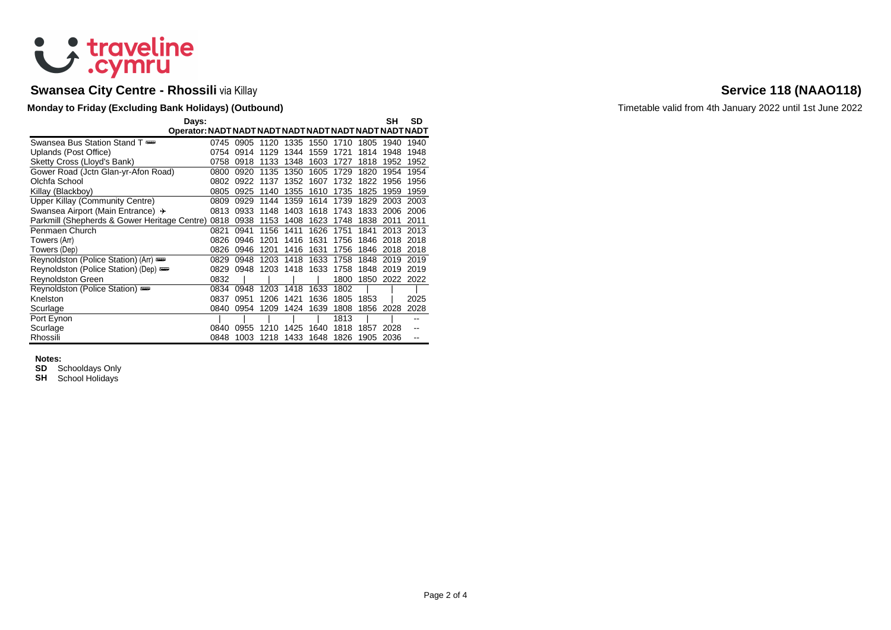# Swansea City Centre - Rhossili via Killay

## Service 118 (NAAO118)

**Monday to Friday (Excluding Bank Holidays) (Outbound)**

Timetable valid from 4th January 2022 until 1st June 2022

| Days: | | | | | | | | SH | SD |
|---|---|---|---|---|---|---|---|---|---|
| **Operator:** | **NADT** | **NADT** | **NADT** | **NADT** | **NADT** | **NADT** | **NADT** | **NADT** | **NADT** |
| Swansea Bus Station Stand T | 0745 | 0905 | 1120 | 1335 | 1550 | 1710 | 1805 | 1940 | 1940 |
| Uplands (Post Office) | 0754 | 0914 | 1129 | 1344 | 1559 | 1721 | 1814 | 1948 | 1948 |
| Sketty Cross (Lloyd's Bank) | 0758 | 0918 | 1133 | 1348 | 1603 | 1727 | 1818 | 1952 | 1952 |
| Gower Road (Jctn Glan-yr-Afon Road) | 0800 | 0920 | 1135 | 1350 | 1605 | 1729 | 1820 | 1954 | 1954 |
| Olchfa School | 0802 | 0922 | 1137 | 1352 | 1607 | 1732 | 1822 | 1956 | 1956 |
| Killay (Blackboy) | 0805 | 0925 | 1140 | 1355 | 1610 | 1735 | 1825 | 1959 | 1959 |
| Upper Killay (Community Centre) | 0809 | 0929 | 1144 | 1359 | 1614 | 1739 | 1829 | 2003 | 2003 |
| Swansea Airport (Main Entrance) ✈ | 0813 | 0933 | 1148 | 1403 | 1618 | 1743 | 1833 | 2006 | 2006 |
| Parkmill (Shepherds & Gower Heritage Centre) | 0818 | 0938 | 1153 | 1408 | 1623 | 1748 | 1838 | 2011 | 2011 |
| Penmaen Church | 0821 | 0941 | 1156 | 1411 | 1626 | 1751 | 1841 | 2013 | 2013 |
| Towers (Arr) | 0826 | 0946 | 1201 | 1416 | 1631 | 1756 | 1846 | 2018 | 2018 |
| Towers (Dep) | 0826 | 0946 | 1201 | 1416 | 1631 | 1756 | 1846 | 2018 | 2018 |
| Reynoldston (Police Station) (Arr) | 0829 | 0948 | 1203 | 1418 | 1633 | 1758 | 1848 | 2019 | 2019 |
| Reynoldston (Police Station) (Dep) | 0829 | 0948 | 1203 | 1418 | 1633 | 1758 | 1848 | 2019 | 2019 |
| Reynoldston Green | 0832 | \| | \| | \| | \| | 1800 | 1850 | 2022 | 2022 |
| Reynoldston (Police Station) | 0834 | 0948 | 1203 | 1418 | 1633 | 1802 | \| | \| | \| |
| Knelston | 0837 | 0951 | 1206 | 1421 | 1636 | 1805 | 1853 | \| | 2025 |
| Scurlage | 0840 | 0954 | 1209 | 1424 | 1639 | 1808 | 1856 | 2028 | 2028 |
| Port Eynon | \| | \| | \| | \| | \| | 1813 | \| | \| | -- |
| Scurlage | 0840 | 0955 | 1210 | 1425 | 1640 | 1818 | 1857 | 2028 | -- |
| Rhossili | 0848 | 1003 | 1218 | 1433 | 1648 | 1826 | 1905 | 2036 | -- |

**Notes:**

**SD** Schooldays Only
**SH** School Holidays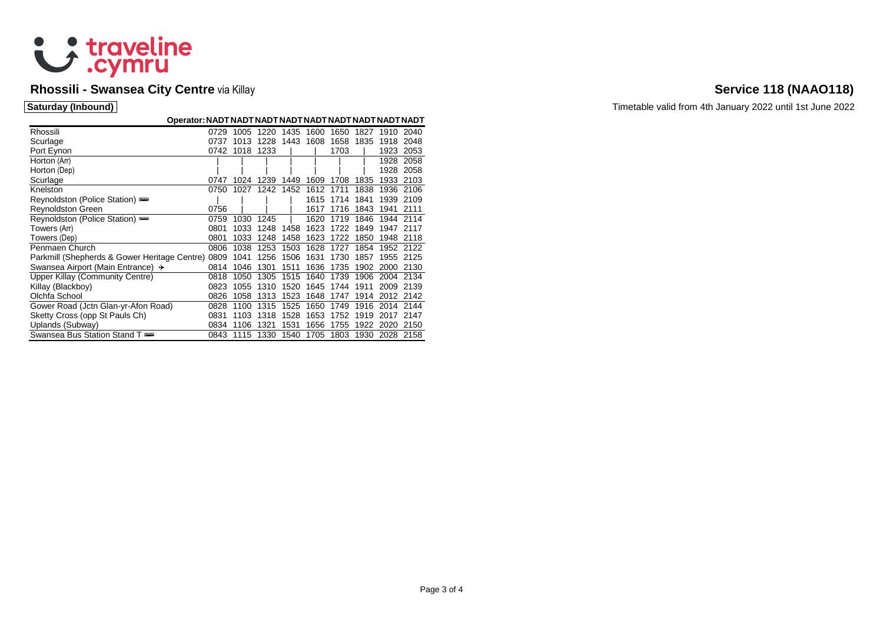## Rhossili - Swansea City Centre via Killay

## Service 118 (NAAO118)

**Saturday (Inbound)**

Timetable valid from 4th January 2022 until 1st June 2022

| Operator: | NADT | NADT | NADT | NADT | NADT | NADT | NADT | NADT | NADT |
|---|---|---|---|---|---|---|---|---|---|
| Rhossili | 0729 | 1005 | 1220 | 1435 | 1600 | 1650 | 1827 | 1910 | 2040 |
| Scurlage | 0737 | 1013 | 1228 | 1443 | 1608 | 1658 | 1835 | 1918 | 2048 |
| Port Eynon | 0742 | 1018 | 1233 | \| | \| | 1703 | \| | 1923 | 2053 |
| Horton (Arr) | \| | \| | \| | \| | \| | \| | \| | 1928 | 2058 |
| Horton (Dep) | \| | \| | \| | \| | \| | \| | \| | 1928 | 2058 |
| Scurlage | 0747 | 1024 | 1239 | 1449 | 1609 | 1708 | 1835 | 1933 | 2103 |
| Knelston | 0750 | 1027 | 1242 | 1452 | 1612 | 1711 | 1838 | 1936 | 2106 |
| Reynoldston (Police Station) | \| | \| | \| | \| | 1615 | 1714 | 1841 | 1939 | 2109 |
| Reynoldston Green | 0756 | \| | \| | \| | 1617 | 1716 | 1843 | 1941 | 2111 |
| Reynoldston (Police Station) | 0759 | 1030 | 1245 | \| | 1620 | 1719 | 1846 | 1944 | 2114 |
| Towers (Arr) | 0801 | 1033 | 1248 | 1458 | 1623 | 1722 | 1849 | 1947 | 2117 |
| Towers (Dep) | 0801 | 1033 | 1248 | 1458 | 1623 | 1722 | 1850 | 1948 | 2118 |
| Penmaen Church | 0806 | 1038 | 1253 | 1503 | 1628 | 1727 | 1854 | 1952 | 2122 |
| Parkmill (Shepherds & Gower Heritage Centre) | 0809 | 1041 | 1256 | 1506 | 1631 | 1730 | 1857 | 1955 | 2125 |
| Swansea Airport (Main Entrance) ✈ | 0814 | 1046 | 1301 | 1511 | 1636 | 1735 | 1902 | 2000 | 2130 |
| Upper Killay (Community Centre) | 0818 | 1050 | 1305 | 1515 | 1640 | 1739 | 1906 | 2004 | 2134 |
| Killay (Blackboy) | 0823 | 1055 | 1310 | 1520 | 1645 | 1744 | 1911 | 2009 | 2139 |
| Olchfa School | 0826 | 1058 | 1313 | 1523 | 1648 | 1747 | 1914 | 2012 | 2142 |
| Gower Road (Jctn Glan-yr-Afon Road) | 0828 | 1100 | 1315 | 1525 | 1650 | 1749 | 1916 | 2014 | 2144 |
| Sketty Cross (opp St Pauls Ch) | 0831 | 1103 | 1318 | 1528 | 1653 | 1752 | 1919 | 2017 | 2147 |
| Uplands (Subway) | 0834 | 1106 | 1321 | 1531 | 1656 | 1755 | 1922 | 2020 | 2150 |
| Swansea Bus Station Stand T | 0843 | 1115 | 1330 | 1540 | 1705 | 1803 | 1930 | 2028 | 2158 |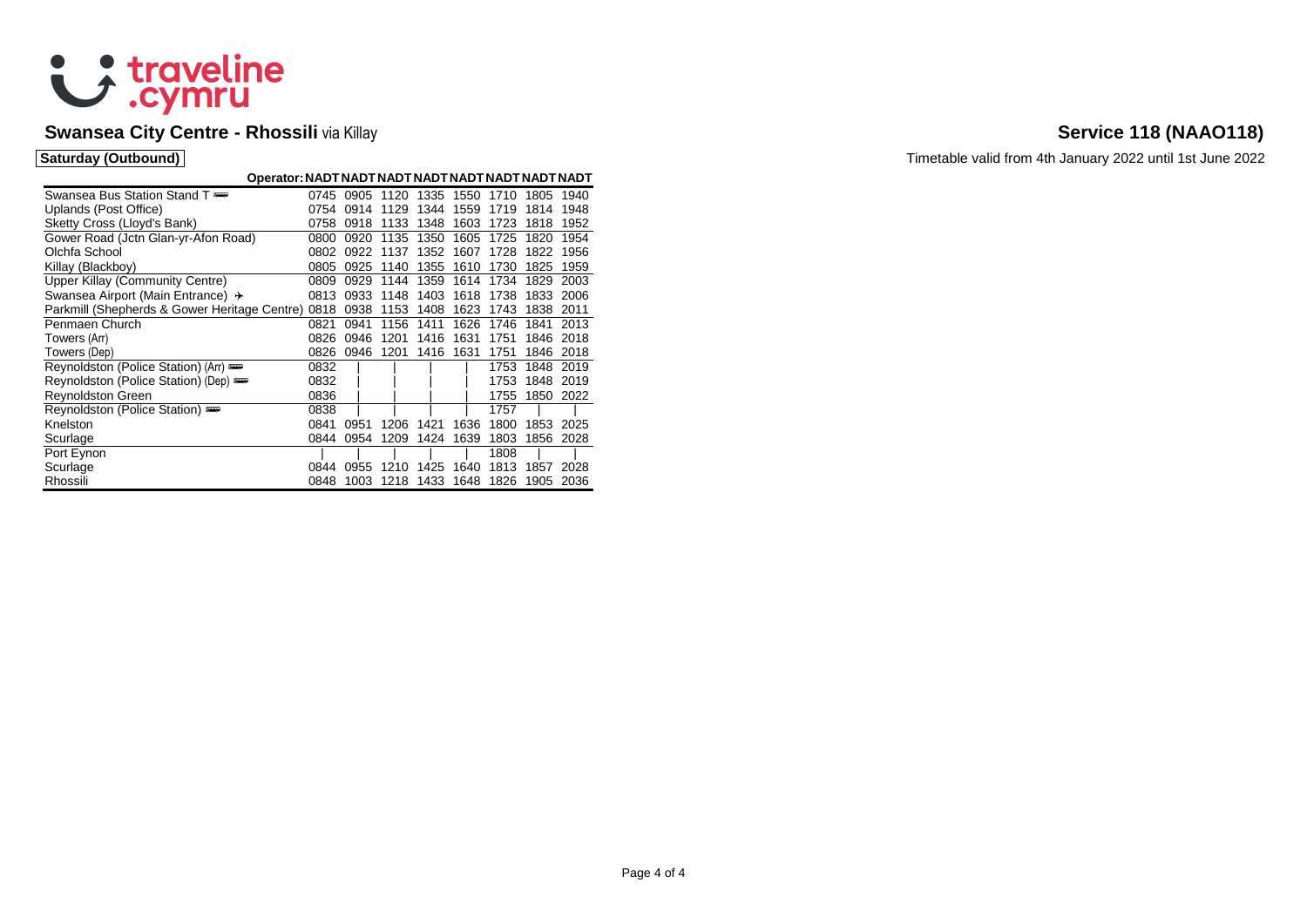## Swansea City Centre - Rhossili via Killay

## Service 118 (NAAO118)

**Saturday (Outbound)**

Timetable valid from 4th January 2022 until 1st June 2022

| Operator: | NADT | NADT | NADT | NADT | NADT | NADT | NADT | NADT |
|---|---|---|---|---|---|---|---|---|
| Swansea Bus Station Stand T | 0745 | 0905 | 1120 | 1335 | 1550 | 1710 | 1805 | 1940 |
| Uplands (Post Office) | 0754 | 0914 | 1129 | 1344 | 1559 | 1719 | 1814 | 1948 |
| Sketty Cross (Lloyd's Bank) | 0758 | 0918 | 1133 | 1348 | 1603 | 1723 | 1818 | 1952 |
| Gower Road (Jctn Glan-yr-Afon Road) | 0800 | 0920 | 1135 | 1350 | 1605 | 1725 | 1820 | 1954 |
| Olchfa School | 0802 | 0922 | 1137 | 1352 | 1607 | 1728 | 1822 | 1956 |
| Killay (Blackboy) | 0805 | 0925 | 1140 | 1355 | 1610 | 1730 | 1825 | 1959 |
| Upper Killay (Community Centre) | 0809 | 0929 | 1144 | 1359 | 1614 | 1734 | 1829 | 2003 |
| Swansea Airport (Main Entrance) ✈ | 0813 | 0933 | 1148 | 1403 | 1618 | 1738 | 1833 | 2006 |
| Parkmill (Shepherds & Gower Heritage Centre) | 0818 | 0938 | 1153 | 1408 | 1623 | 1743 | 1838 | 2011 |
| Penmaen Church | 0821 | 0941 | 1156 | 1411 | 1626 | 1746 | 1841 | 2013 |
| Towers (Arr) | 0826 | 0946 | 1201 | 1416 | 1631 | 1751 | 1846 | 2018 |
| Towers (Dep) | 0826 | 0946 | 1201 | 1416 | 1631 | 1751 | 1846 | 2018 |
| Reynoldston (Police Station) (Arr) | 0832 | \| | \| | \| | \| | 1753 | 1848 | 2019 |
| Reynoldston (Police Station) (Dep) | 0832 | \| | \| | \| | \| | 1753 | 1848 | 2019 |
| Reynoldston Green | 0836 | \| | \| | \| | \| | 1755 | 1850 | 2022 |
| Reynoldston (Police Station) | 0838 | \| | \| | \| | \| | 1757 | \| | \| |
| Knelston | 0841 | 0951 | 1206 | 1421 | 1636 | 1800 | 1853 | 2025 |
| Scurlage | 0844 | 0954 | 1209 | 1424 | 1639 | 1803 | 1856 | 2028 |
| Port Eynon | \| | \| | \| | \| | \| | 1808 | \| | \| |
| Scurlage | 0844 | 0955 | 1210 | 1425 | 1640 | 1813 | 1857 | 2028 |
| Rhossili | 0848 | 1003 | 1218 | 1433 | 1648 | 1826 | 1905 | 2036 |